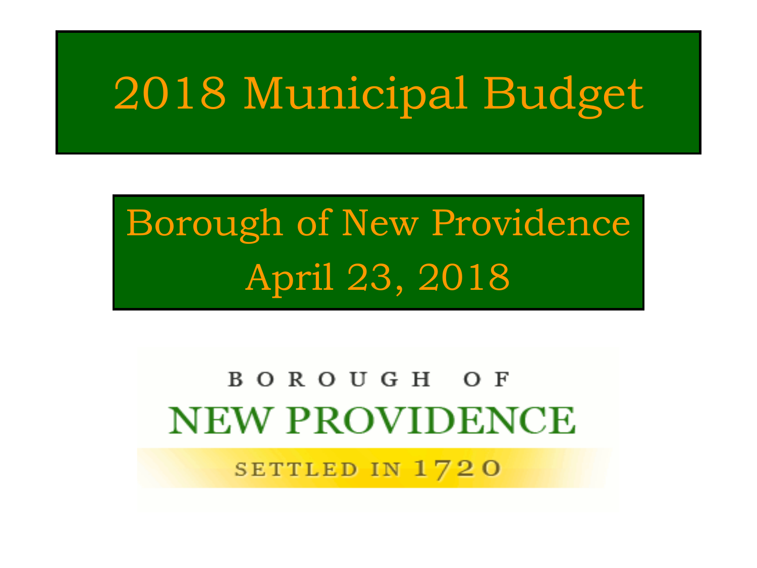# 2018 Municipal Budget

## Borough of New Providence
## April 23, 2018

BOROUGH OF

NEW PROVIDENCE

SETTLED IN 1720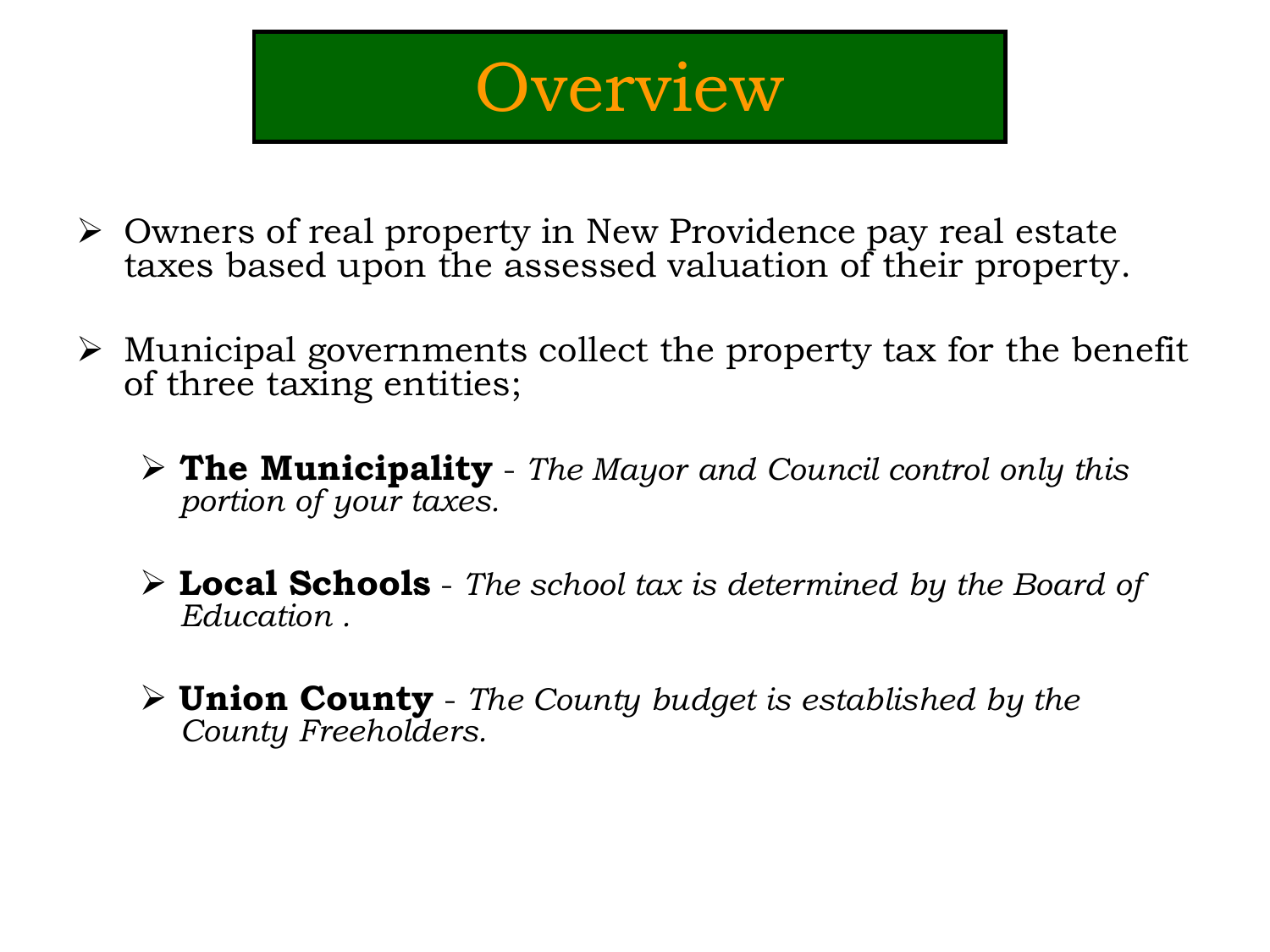# Overview

- Owners of real property in New Providence pay real estate taxes based upon the assessed valuation of their property.

- Municipal governments collect the property tax for the benefit of three taxing entities;

  - **The Municipality** - *The Mayor and Council control only this portion of your taxes.*

  - **Local Schools** - *The school tax is determined by the Board of Education .*

  - **Union County** - *The County budget is established by the County Freeholders.*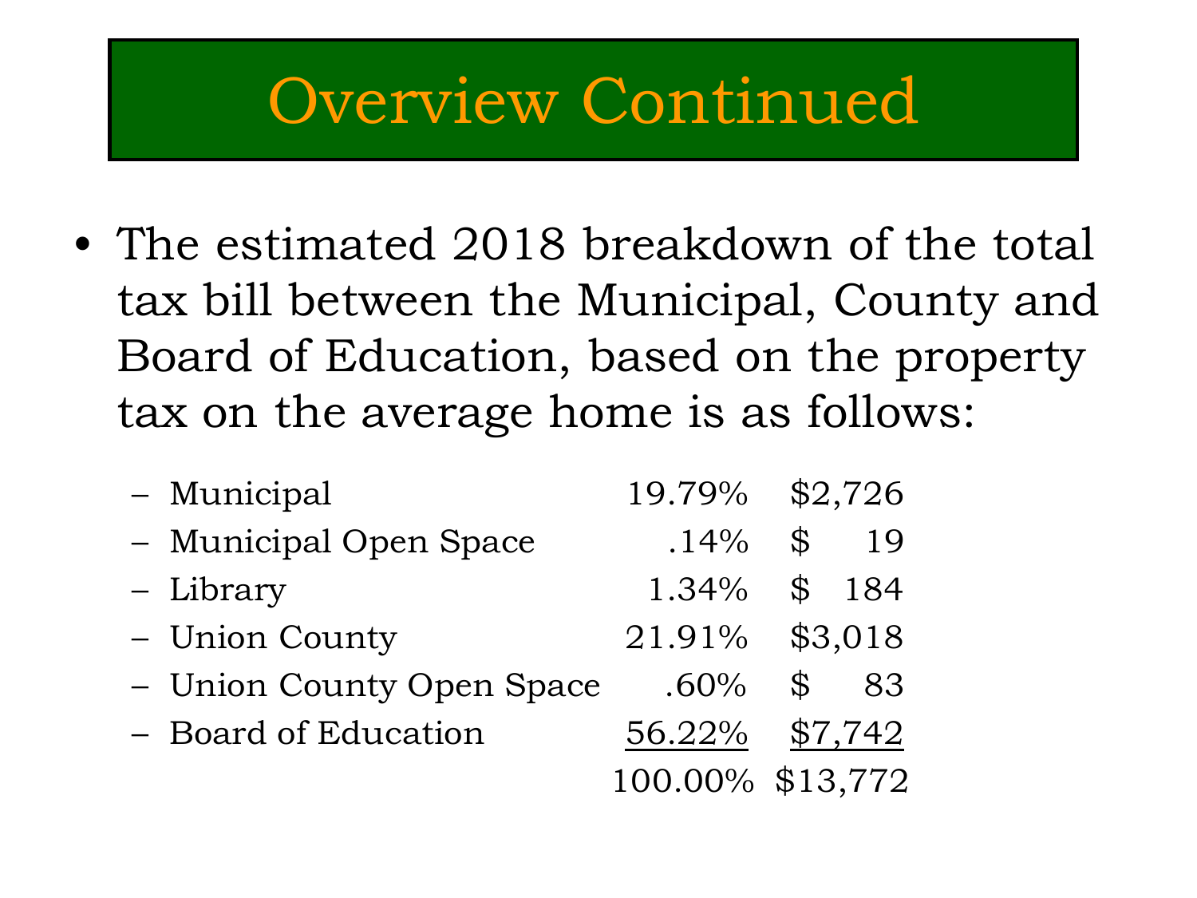# Overview Continued

- The estimated 2018 breakdown of the total tax bill between the Municipal, County and Board of Education, based on the property tax on the average home is as follows:

| | | |
|---|---|---|
| – Municipal | 19.79% | $2,726 |
| – Municipal Open Space | .14% | $ 19 |
| – Library | 1.34% | $ 184 |
| – Union County | 21.91% | $3,018 |
| – Union County Open Space | .60% | $ 83 |
| – Board of Education | 56.22% | $7,742 |
| | 100.00% | $13,772 |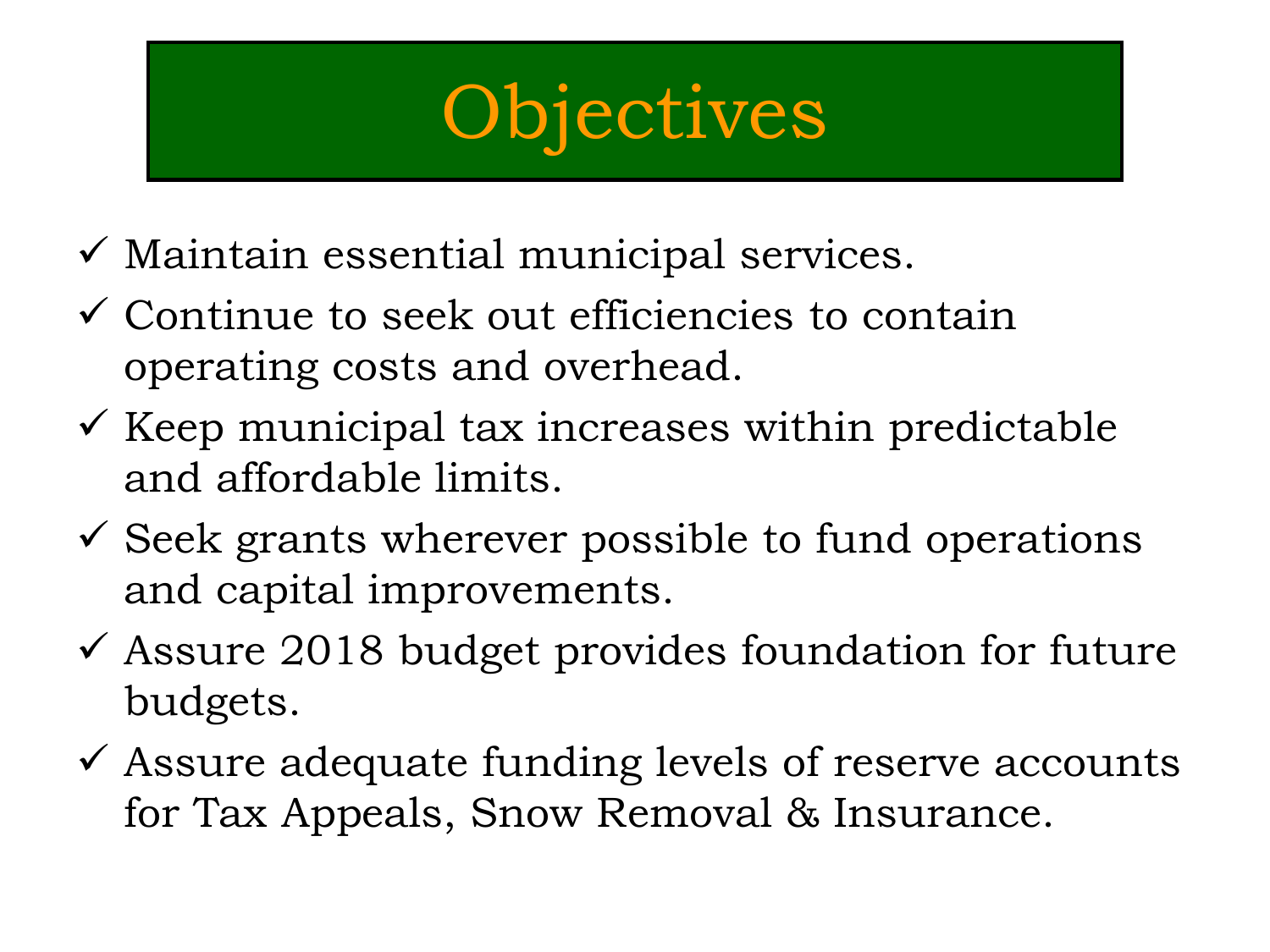# Objectives

- ✓ Maintain essential municipal services.
- ✓ Continue to seek out efficiencies to contain operating costs and overhead.
- ✓ Keep municipal tax increases within predictable and affordable limits.
- ✓ Seek grants wherever possible to fund operations and capital improvements.
- ✓ Assure 2018 budget provides foundation for future budgets.
- ✓ Assure adequate funding levels of reserve accounts for Tax Appeals, Snow Removal & Insurance.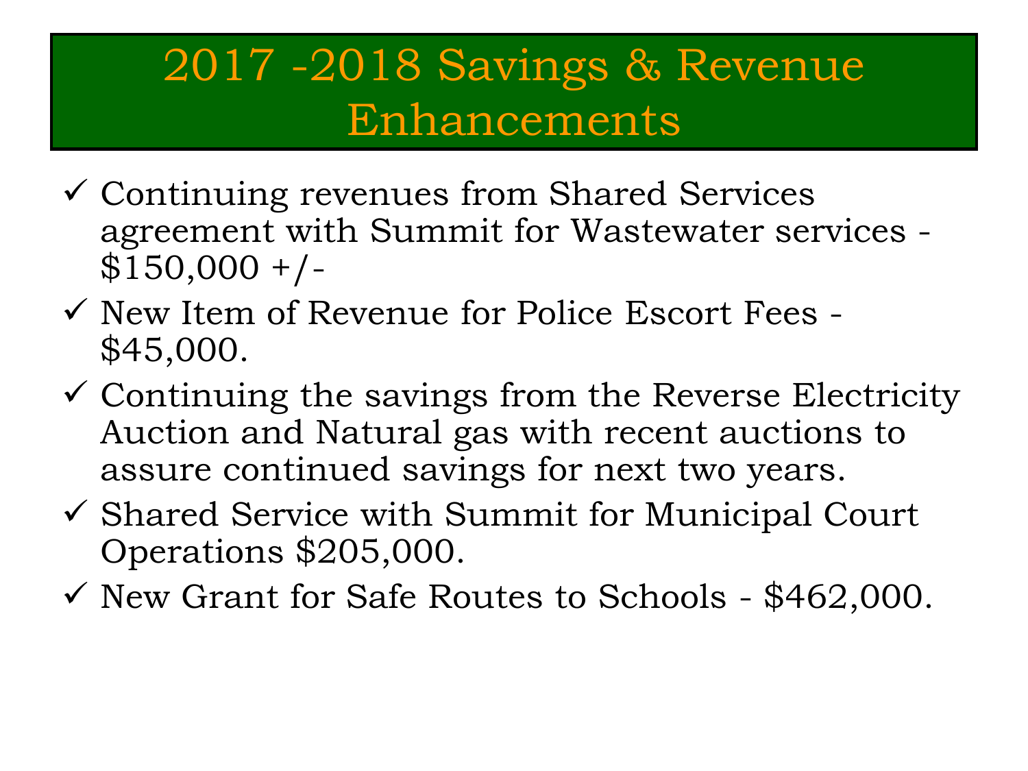# 2017 -2018 Savings & Revenue Enhancements

- ✓ Continuing revenues from Shared Services agreement with Summit for Wastewater services - $150,000 +/-
- ✓ New Item of Revenue for Police Escort Fees - $45,000.
- ✓ Continuing the savings from the Reverse Electricity Auction and Natural gas with recent auctions to assure continued savings for next two years.
- ✓ Shared Service with Summit for Municipal Court Operations $205,000.
- ✓ New Grant for Safe Routes to Schools - $462,000.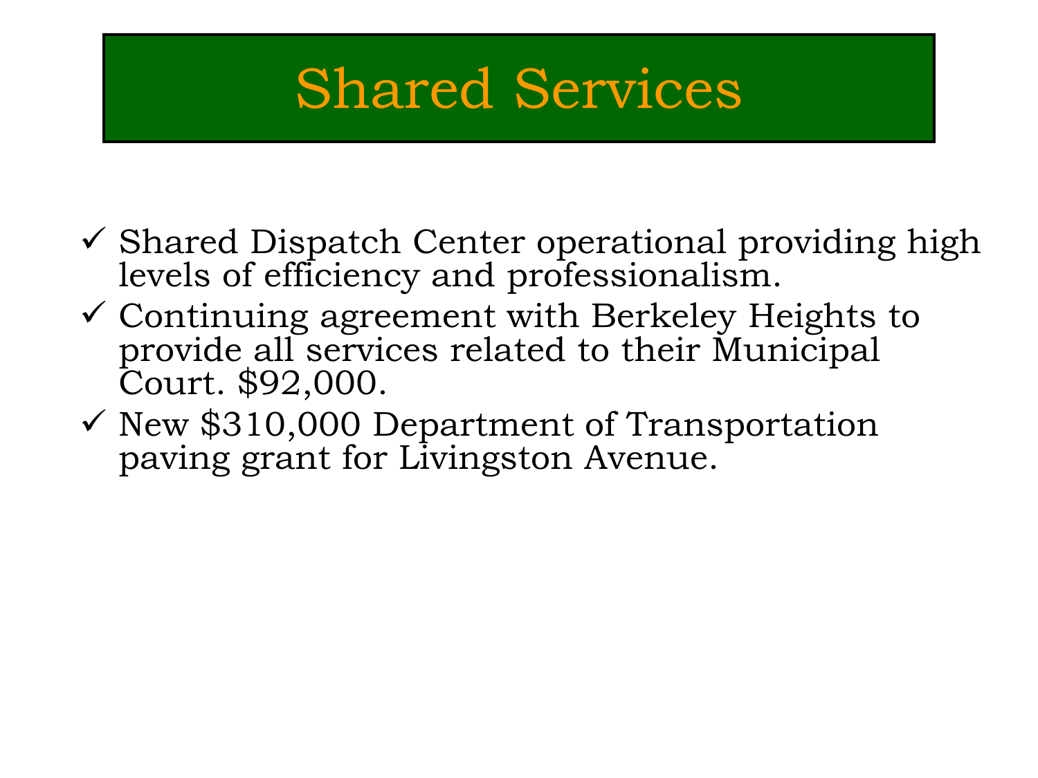# Shared Services

- ✓ Shared Dispatch Center operational providing high levels of efficiency and professionalism.
- ✓ Continuing agreement with Berkeley Heights to provide all services related to their Municipal Court. $92,000.
- ✓ New $310,000 Department of Transportation paving grant for Livingston Avenue.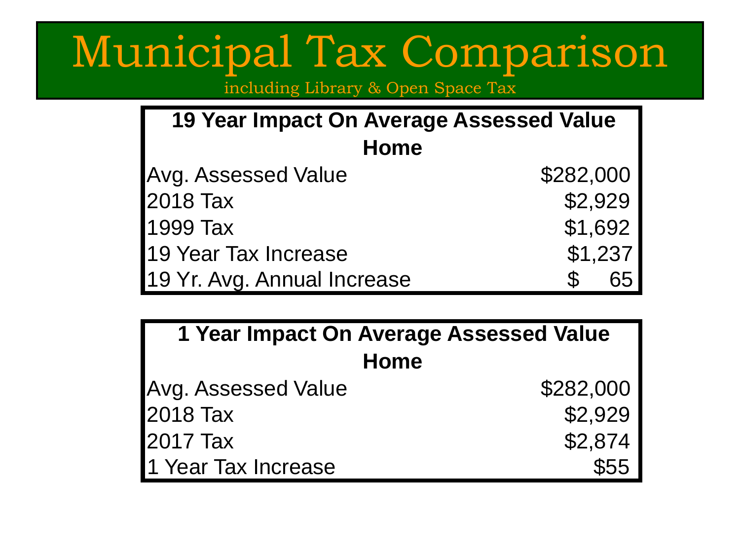# Municipal Tax Comparison

including Library & Open Space Tax

| 19 Year Impact On Average Assessed Value Home | |
|---|---|
| Avg. Assessed Value | $282,000 |
| 2018 Tax | $2,929 |
| 1999 Tax | $1,692 |
| 19 Year Tax Increase | $1,237 |
| 19 Yr. Avg. Annual Increase | $ 65 |

| 1 Year Impact On Average Assessed Value Home | |
|---|---|
| Avg. Assessed Value | $282,000 |
| 2018 Tax | $2,929 |
| 2017 Tax | $2,874 |
| 1 Year Tax Increase | $55 |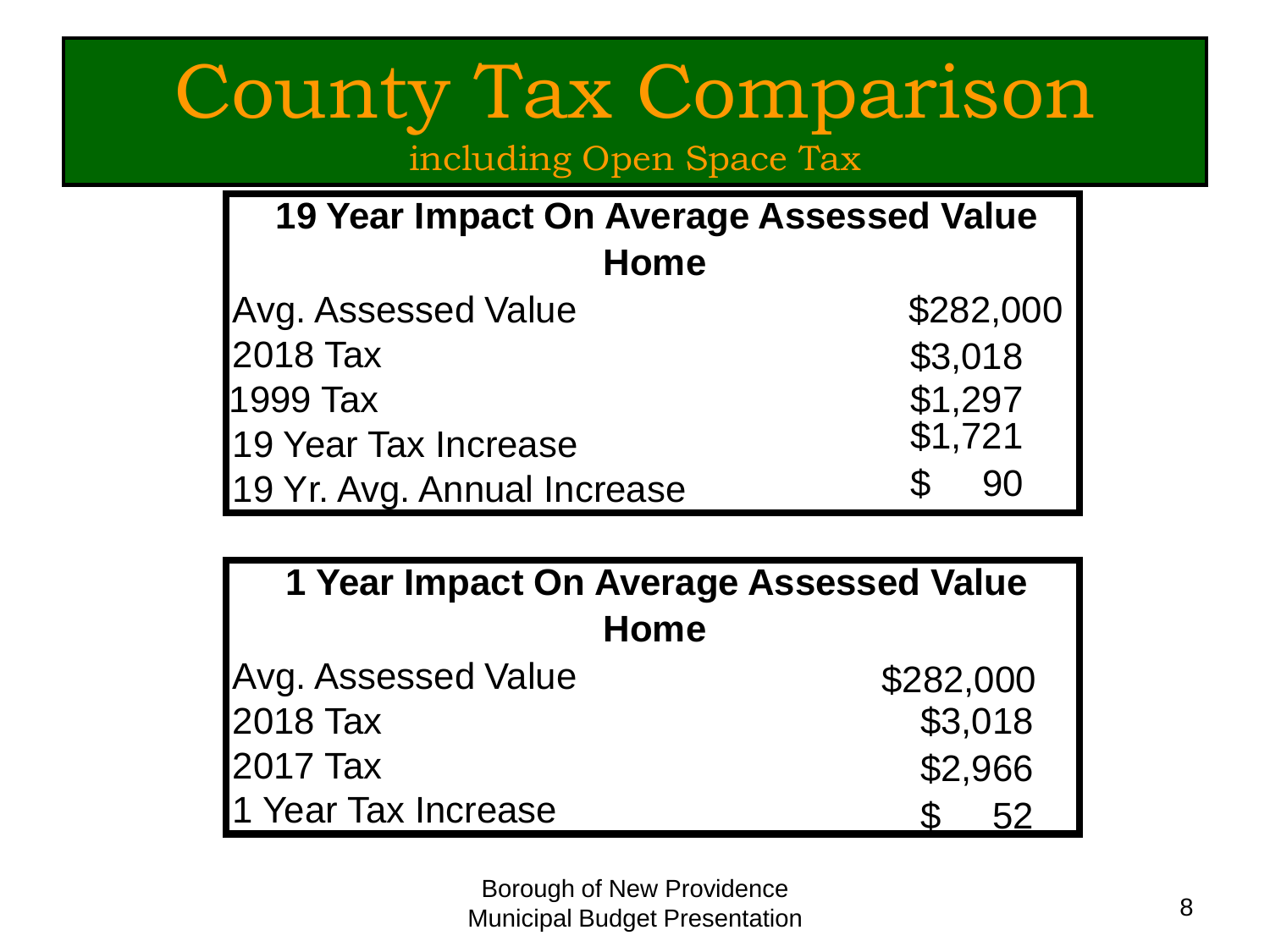# County Tax Comparison

including Open Space Tax

| 19 Year Impact On Average Assessed Value Home | |
|---|---|
| Avg. Assessed Value | $282,000 |
| 2018 Tax | $3,018 |
| 1999 Tax | $1,297 |
| 19 Year Tax Increase | $1,721 |
| 19 Yr. Avg. Annual Increase | $ 90 |

| 1 Year Impact On Average Assessed Value Home | |
|---|---|
| Avg. Assessed Value | $282,000 |
| 2018 Tax | $3,018 |
| 2017 Tax | $2,966 |
| 1 Year Tax Increase | $ 52 |

Borough of New Providence
Municipal Budget Presentation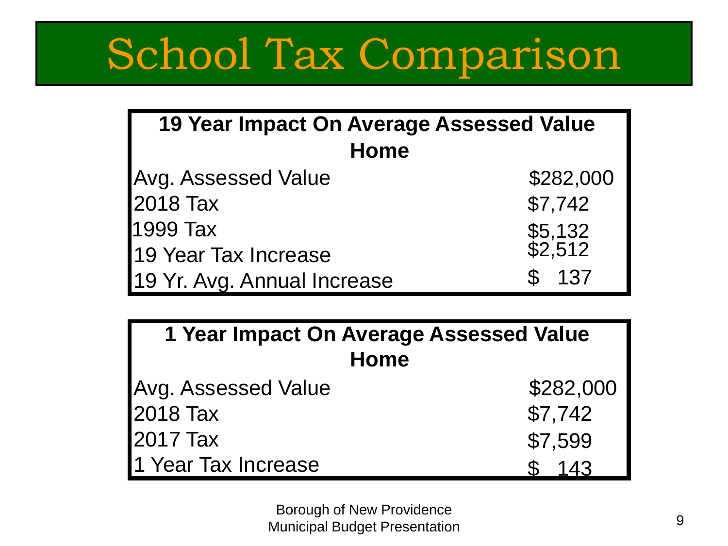# School Tax Comparison

| 19 Year Impact On Average Assessed Value Home | |
|---|---|
| Avg. Assessed Value | $282,000 |
| 2018 Tax | $7,742 |
| 1999 Tax | $5,132 |
| 19 Year Tax Increase | $2,512 |
| 19 Yr. Avg. Annual Increase | $ 137 |

| 1 Year Impact On Average Assessed Value Home | |
|---|---|
| Avg. Assessed Value | $282,000 |
| 2018 Tax | $7,742 |
| 2017 Tax | $7,599 |
| 1 Year Tax Increase | $ 143 |

Borough of New Providence
Municipal Budget Presentation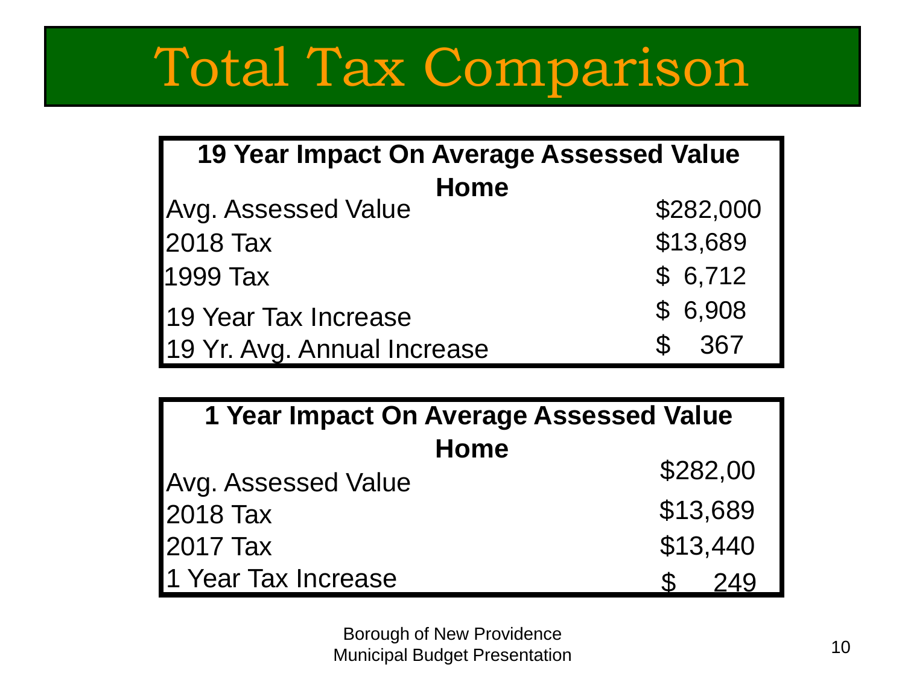# Total Tax Comparison

| 19 Year Impact On Average Assessed Value Home | |
| --- | --- |
| Avg. Assessed Value | $282,000 |
| 2018 Tax | $13,689 |
| 1999 Tax | $ 6,712 |
| 19 Year Tax Increase | $ 6,908 |
| 19 Yr. Avg. Annual Increase | $ 367 |

| 1 Year Impact On Average Assessed Value Home | |
| --- | --- |
| Avg. Assessed Value | $282,00 |
| 2018 Tax | $13,689 |
| 2017 Tax | $13,440 |
| 1 Year Tax Increase | $ 249 |

Borough of New Providence
Municipal Budget Presentation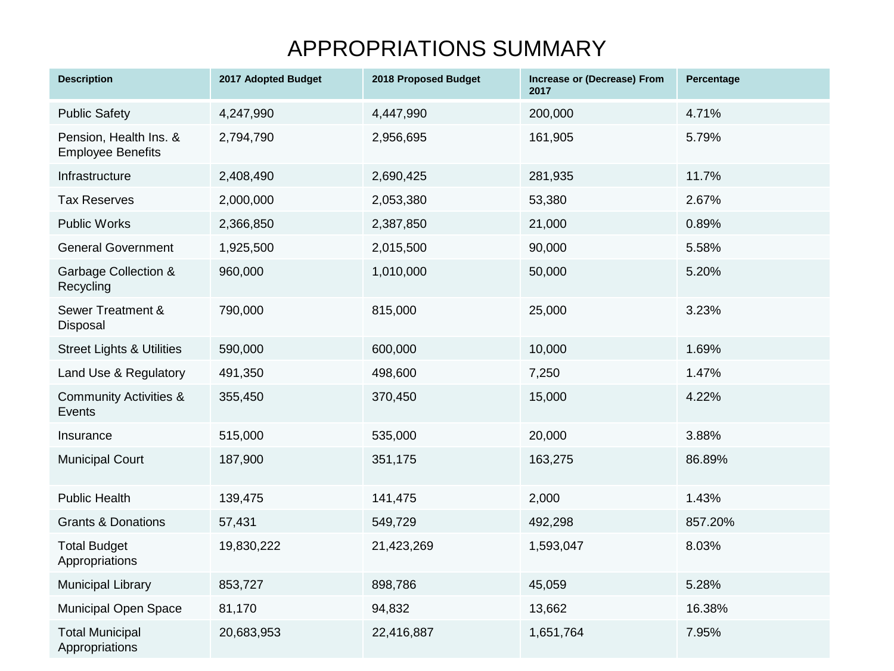# APPROPRIATIONS SUMMARY

| Description | 2017 Adopted Budget | 2018 Proposed Budget | Increase or (Decrease) From 2017 | Percentage |
|---|---|---|---|---|
| Public Safety | 4,247,990 | 4,447,990 | 200,000 | 4.71% |
| Pension, Health Ins. & Employee Benefits | 2,794,790 | 2,956,695 | 161,905 | 5.79% |
| Infrastructure | 2,408,490 | 2,690,425 | 281,935 | 11.7% |
| Tax Reserves | 2,000,000 | 2,053,380 | 53,380 | 2.67% |
| Public Works | 2,366,850 | 2,387,850 | 21,000 | 0.89% |
| General Government | 1,925,500 | 2,015,500 | 90,000 | 5.58% |
| Garbage Collection & Recycling | 960,000 | 1,010,000 | 50,000 | 5.20% |
| Sewer Treatment & Disposal | 790,000 | 815,000 | 25,000 | 3.23% |
| Street Lights & Utilities | 590,000 | 600,000 | 10,000 | 1.69% |
| Land Use & Regulatory | 491,350 | 498,600 | 7,250 | 1.47% |
| Community Activities & Events | 355,450 | 370,450 | 15,000 | 4.22% |
| Insurance | 515,000 | 535,000 | 20,000 | 3.88% |
| Municipal Court | 187,900 | 351,175 | 163,275 | 86.89% |
| Public Health | 139,475 | 141,475 | 2,000 | 1.43% |
| Grants & Donations | 57,431 | 549,729 | 492,298 | 857.20% |
| Total Budget Appropriations | 19,830,222 | 21,423,269 | 1,593,047 | 8.03% |
| Municipal Library | 853,727 | 898,786 | 45,059 | 5.28% |
| Municipal Open Space | 81,170 | 94,832 | 13,662 | 16.38% |
| Total Municipal Appropriations | 20,683,953 | 22,416,887 | 1,651,764 | 7.95% |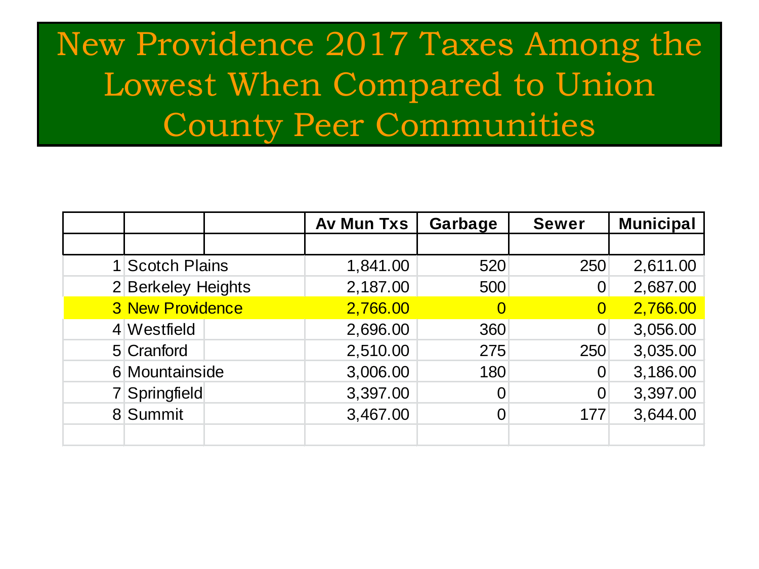# New Providence 2017 Taxes Among the Lowest When Compared to Union County Peer Communities

| | | Av Mun Txs | Garbage | Sewer | Municipal |
|---|---|---|---|---|---|
| 1 | Scotch Plains | 1,841.00 | 520 | 250 | 2,611.00 |
| 2 | Berkeley Heights | 2,187.00 | 500 | 0 | 2,687.00 |
| 3 | New Providence | 2,766.00 | 0 | 0 | 2,766.00 |
| 4 | Westfield | 2,696.00 | 360 | 0 | 3,056.00 |
| 5 | Cranford | 2,510.00 | 275 | 250 | 3,035.00 |
| 6 | Mountainside | 3,006.00 | 180 | 0 | 3,186.00 |
| 7 | Springfield | 3,397.00 | 0 | 0 | 3,397.00 |
| 8 | Summit | 3,467.00 | 0 | 177 | 3,644.00 |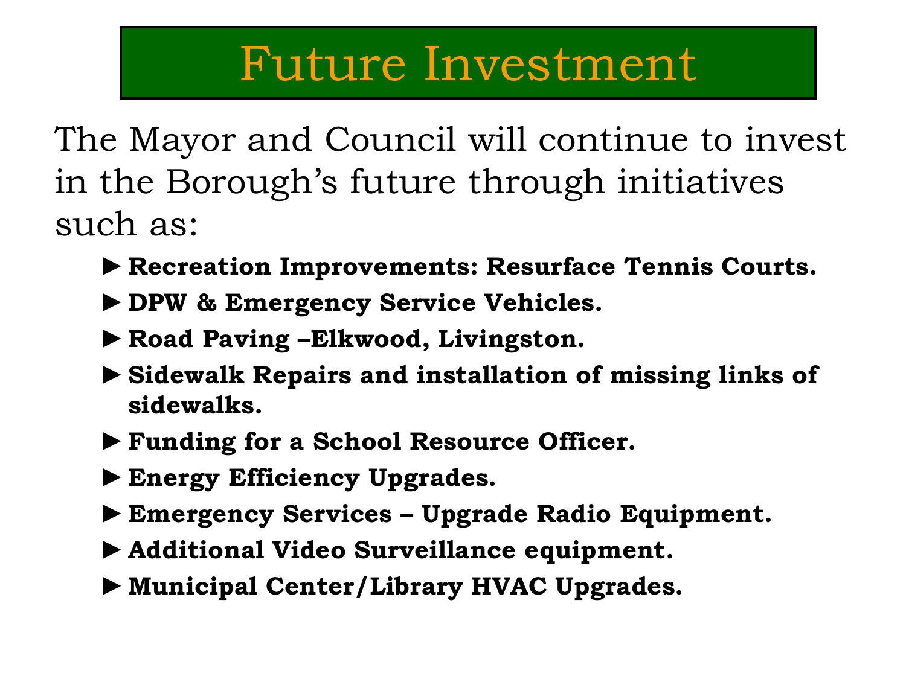# Future Investment

The Mayor and Council will continue to invest in the Borough's future through initiatives such as:

- **Recreation Improvements: Resurface Tennis Courts.**
- **DPW & Emergency Service Vehicles.**
- **Road Paving –Elkwood, Livingston.**
- **Sidewalk Repairs and installation of missing links of sidewalks.**
- **Funding for a School Resource Officer.**
- **Energy Efficiency Upgrades.**
- **Emergency Services – Upgrade Radio Equipment.**
- **Additional Video Surveillance equipment.**
- **Municipal Center/Library HVAC Upgrades.**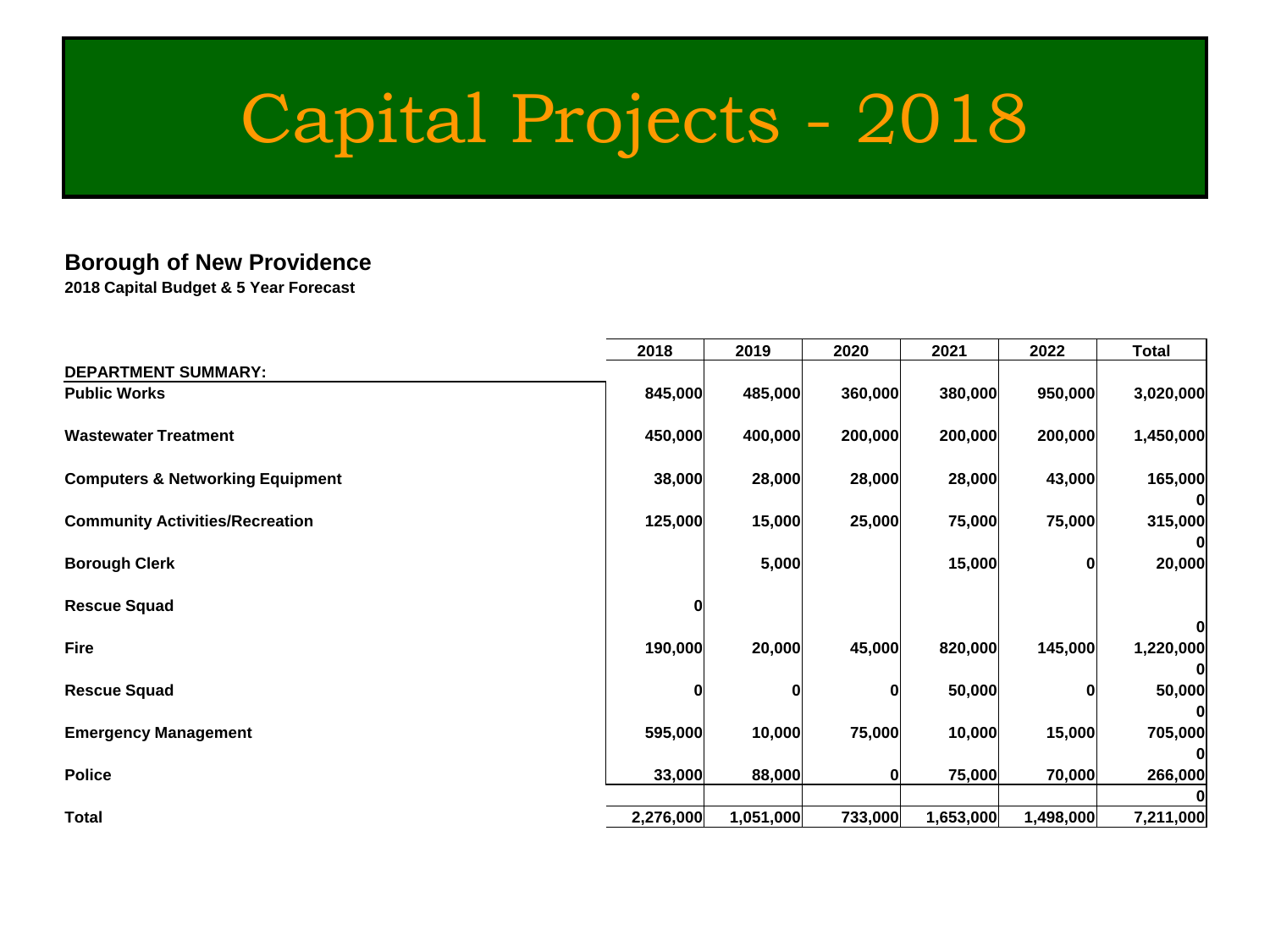# Capital Projects - 2018

**Borough of New Providence**
**2018 Capital Budget & 5 Year Forecast**

| | 2018 | 2019 | 2020 | 2021 | 2022 | Total |
|---|---|---|---|---|---|---|
| **DEPARTMENT SUMMARY:** | | | | | | |
| **Public Works** | 845,000 | 485,000 | 360,000 | 380,000 | 950,000 | 3,020,000 |
| **Wastewater Treatment** | 450,000 | 400,000 | 200,000 | 200,000 | 200,000 | 1,450,000 |
| **Computers & Networking Equipment** | 38,000 | 28,000 | 28,000 | 28,000 | 43,000 | 165,000 |
| | | | | | | 0 |
| **Community Activities/Recreation** | 125,000 | 15,000 | 25,000 | 75,000 | 75,000 | 315,000 |
| | | | | | | 0 |
| **Borough Clerk** | | 5,000 | | 15,000 | 0 | 20,000 |
| **Rescue Squad** | 0 | | | | | |
| | | | | | | 0 |
| **Fire** | 190,000 | 20,000 | 45,000 | 820,000 | 145,000 | 1,220,000 |
| | | | | | | 0 |
| **Rescue Squad** | 0 | 0 | 0 | 50,000 | 0 | 50,000 |
| | | | | | | 0 |
| **Emergency Management** | 595,000 | 10,000 | 75,000 | 10,000 | 15,000 | 705,000 |
| | | | | | | 0 |
| **Police** | 33,000 | 88,000 | 0 | 75,000 | 70,000 | 266,000 |
| | | | | | | 0 |
| **Total** | 2,276,000 | 1,051,000 | 733,000 | 1,653,000 | 1,498,000 | 7,211,000 |